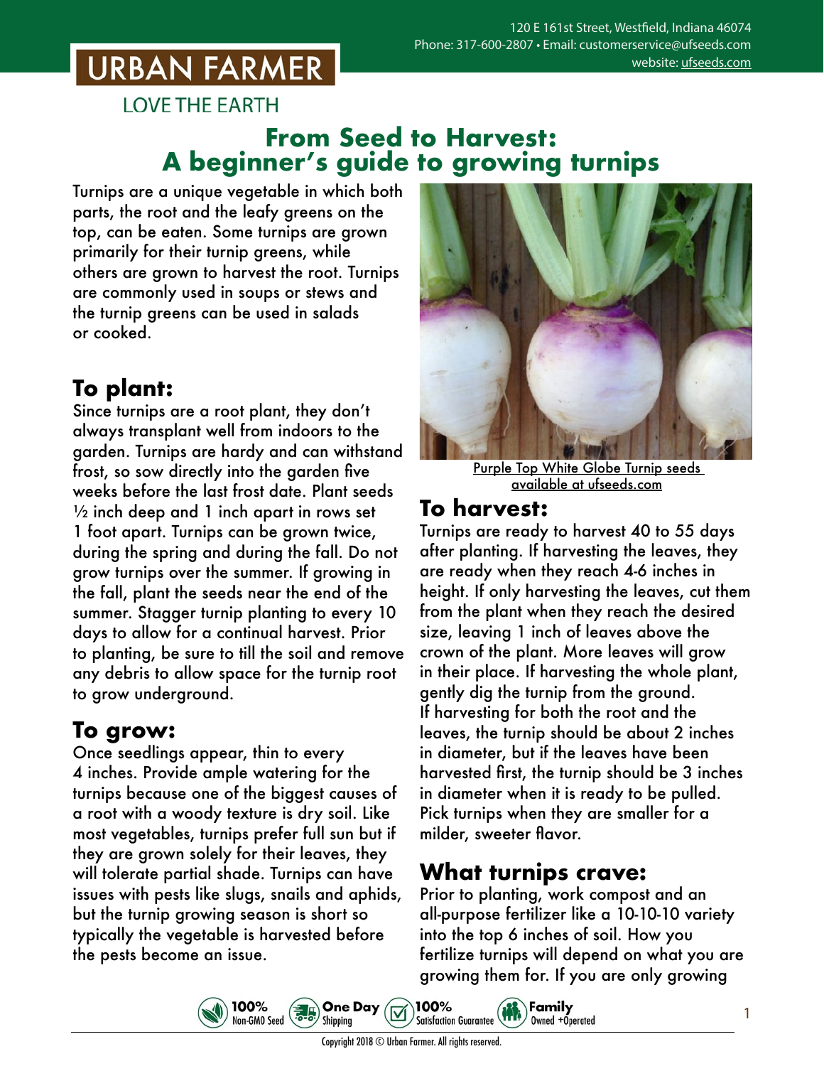120 E 161st Street, Westfield, Indiana 46074
Phone: 317-600-2807 • Email: customerservice@ufseeds.com
website: ufseeds.com

URBAN FARMER
LOVE THE EARTH

# From Seed to Harvest: A beginner's guide to growing turnips

Turnips are a unique vegetable in which both parts, the root and the leafy greens on the top, can be eaten. Some turnips are grown primarily for their turnip greens, while others are grown to harvest the root. Turnips are commonly used in soups or stews and the turnip greens can be used in salads or cooked.

## To plant:

Since turnips are a root plant, they don't always transplant well from indoors to the garden. Turnips are hardy and can withstand frost, so sow directly into the garden five weeks before the last frost date. Plant seeds ½ inch deep and 1 inch apart in rows set 1 foot apart. Turnips can be grown twice, during the spring and during the fall. Do not grow turnips over the summer. If growing in the fall, plant the seeds near the end of the summer. Stagger turnip planting to every 10 days to allow for a continual harvest. Prior to planting, be sure to till the soil and remove any debris to allow space for the turnip root to grow underground.

## To grow:

Once seedlings appear, thin to every 4 inches. Provide ample watering for the turnips because one of the biggest causes of a root with a woody texture is dry soil. Like most vegetables, turnips prefer full sun but if they are grown solely for their leaves, they will tolerate partial shade. Turnips can have issues with pests like slugs, snails and aphids, but the turnip growing season is short so typically the vegetable is harvested before the pests become an issue.

Purple Top White Globe Turnip seeds available at ufseeds.com

## To harvest:

Turnips are ready to harvest 40 to 55 days after planting. If harvesting the leaves, they are ready when they reach 4-6 inches in height. If only harvesting the leaves, cut them from the plant when they reach the desired size, leaving 1 inch of leaves above the crown of the plant. More leaves will grow in their place. If harvesting the whole plant, gently dig the turnip from the ground. If harvesting for both the root and the leaves, the turnip should be about 2 inches in diameter, but if the leaves have been harvested first, the turnip should be 3 inches in diameter when it is ready to be pulled. Pick turnips when they are smaller for a milder, sweeter flavor.

## What turnips crave:

Prior to planting, work compost and an all-purpose fertilizer like a 10-10-10 variety into the top 6 inches of soil. How you fertilize turnips will depend on what you are growing them for. If you are only growing

100% Non-GMO Seed • One Day Shipping • 100% Satisfaction Guarantee • Family Owned +Operated

Copyright 2018 © Urban Farmer. All rights reserved.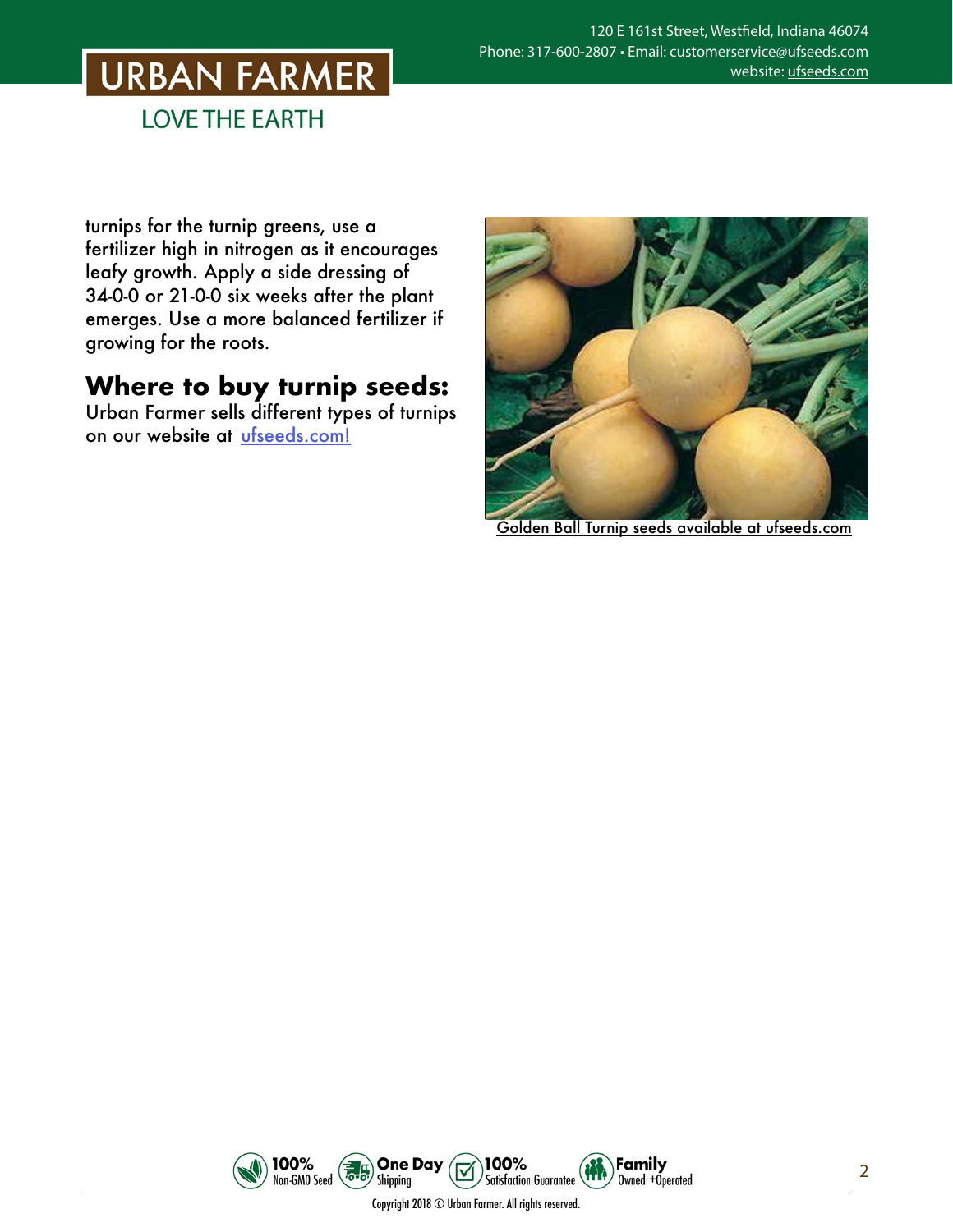turnips for the turnip greens, use a fertilizer high in nitrogen as it encourages leafy growth. Apply a side dressing of 34-0-0 or 21-0-0 six weeks after the plant emerges. Use a more balanced fertilizer if growing for the roots.

## Where to buy turnip seeds:

Urban Farmer sells different types of turnips on our website at ufseeds.com!

Golden Ball Turnip seeds available at ufseeds.com